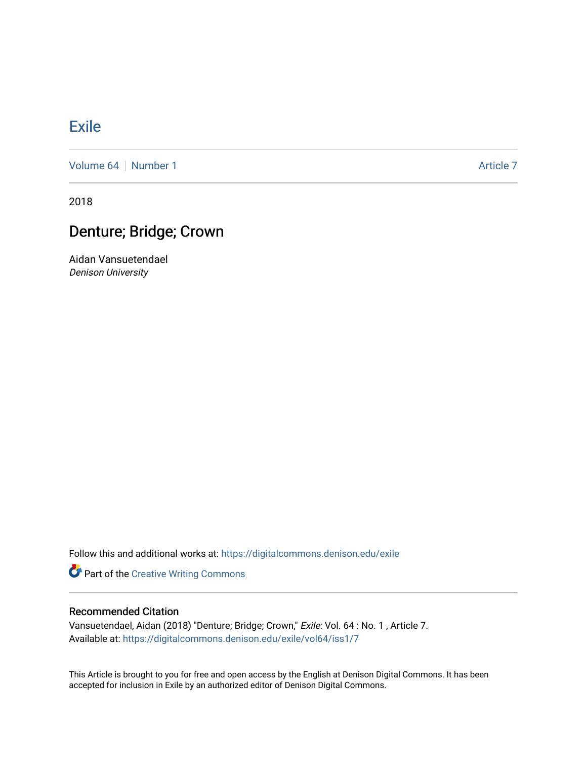# Exile

Volume 64 | Number 1 | Article 7

2018

## Denture; Bridge; Crown

Aidan Vansuetendael
*Denison University*

Follow this and additional works at: https://digitalcommons.denison.edu/exile

Part of the Creative Writing Commons

### Recommended Citation

Vansuetendael, Aidan (2018) "Denture; Bridge; Crown," *Exile*: Vol. 64 : No. 1 , Article 7.
Available at: https://digitalcommons.denison.edu/exile/vol64/iss1/7

This Article is brought to you for free and open access by the English at Denison Digital Commons. It has been accepted for inclusion in Exile by an authorized editor of Denison Digital Commons.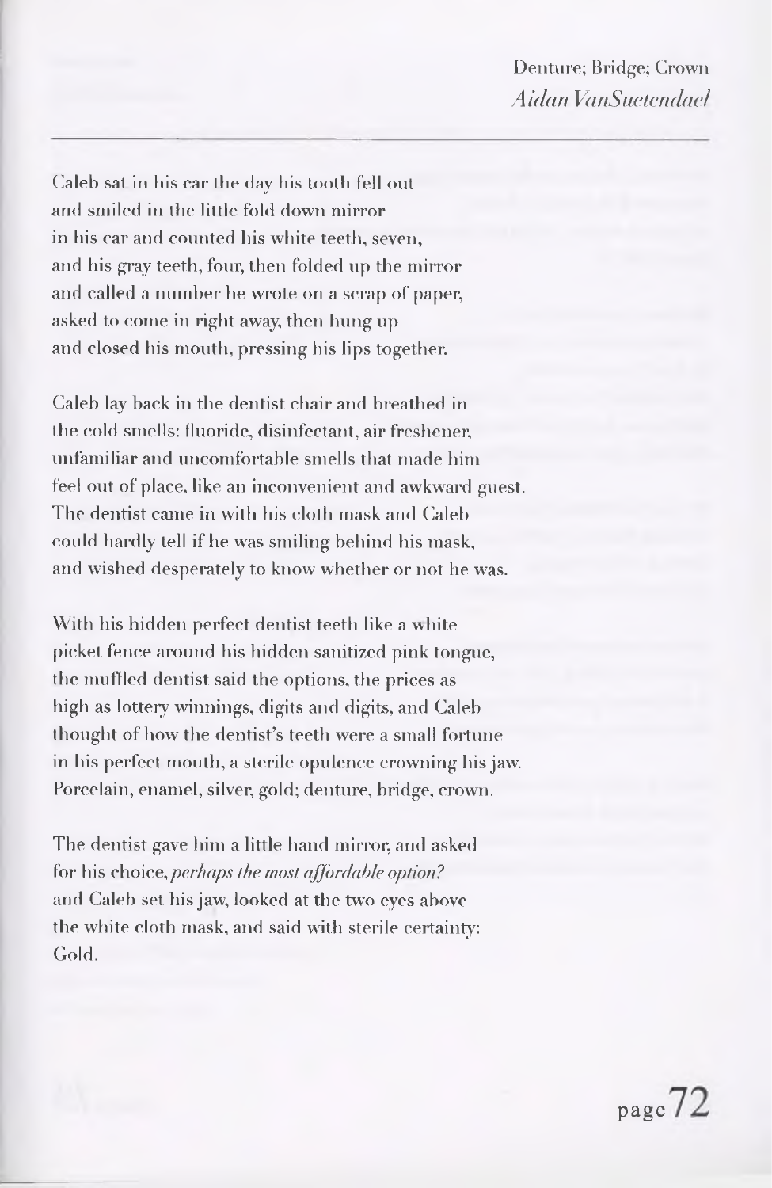## Denture; Bridge; Crown

*Aidan VanSuetendael*

---

Caleb sat in his car the day his tooth fell out
and smiled in the little fold down mirror
in his car and counted his white teeth, seven,
and his gray teeth, four, then folded up the mirror
and called a number he wrote on a scrap of paper,
asked to come in right away, then hung up
and closed his mouth, pressing his lips together.

Caleb lay back in the dentist chair and breathed in
the cold smells: fluoride, disinfectant, air freshener,
unfamiliar and uncomfortable smells that made him
feel out of place, like an inconvenient and awkward guest.
The dentist came in with his cloth mask and Caleb
could hardly tell if he was smiling behind his mask,
and wished desperately to know whether or not he was.

With his hidden perfect dentist teeth like a white
picket fence around his hidden sanitized pink tongue,
the muffled dentist said the options, the prices as
high as lottery winnings, digits and digits, and Caleb
thought of how the dentist's teeth were a small fortune
in his perfect mouth, a sterile opulence crowning his jaw.
Porcelain, enamel, silver, gold; denture, bridge, crown.

The dentist gave him a little hand mirror, and asked
for his choice, *perhaps the most affordable option?*
and Caleb set his jaw, looked at the two eyes above
the white cloth mask, and said with sterile certainty:
Gold.